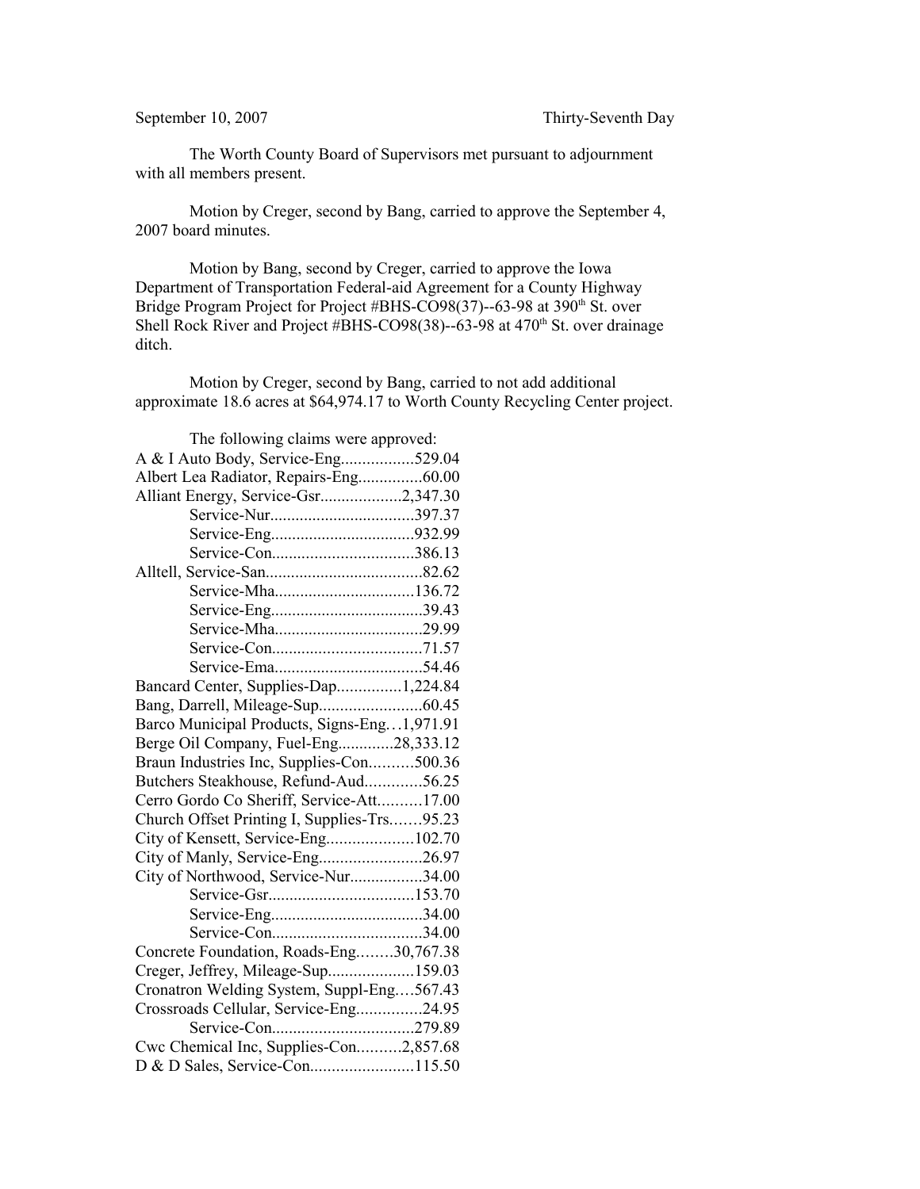September 10, 2007 Thirty-Seventh Day

The Worth County Board of Supervisors met pursuant to adjournment with all members present.

Motion by Creger, second by Bang, carried to approve the September 4, 2007 board minutes.

Motion by Bang, second by Creger, carried to approve the Iowa Department of Transportation Federal-aid Agreement for a County Highway Bridge Program Project for Project #BHS-CO98(37)--63-98 at 390th St. over Shell Rock River and Project #BHS-CO98(38)--63-98 at 470th St. over drainage ditch.

Motion by Creger, second by Bang, carried to not add additional approximate 18.6 acres at $64,974.17 to Worth County Recycling Center project.

The following claims were approved:

A & I Auto Body, Service-Eng.................529.04
Albert Lea Radiator, Repairs-Eng...............60.00
Alliant Energy, Service-Gsr...................2,347.30
Service-Nur.................................397.37
Service-Eng.................................932.99
Service-Con.................................386.13
Alltell, Service-San....................................82.62
Service-Mha.................................136.72
Service-Eng...................................39.43
Service-Mha..................................29.99
Service-Con...................................71.57
Service-Ema..................................54.46
Bancard Center, Supplies-Dap...............1,224.84
Bang, Darrell, Mileage-Sup........................60.45
Barco Municipal Products, Signs-Eng…1,971.91
Berge Oil Company, Fuel-Eng.............28,333.12
Braun Industries Inc, Supplies-Con..........500.36
Butchers Steakhouse, Refund-Aud.............56.25
Cerro Gordo Co Sheriff, Service-Att..........17.00
Church Offset Printing I, Supplies-Trs…….95.23
City of Kensett, Service-Eng....................102.70
City of Manly, Service-Eng........................26.97
City of Northwood, Service-Nur.................34.00
Service-Gsr..................................153.70
Service-Eng...................................34.00
Service-Con...................................34.00
Concrete Foundation, Roads-Eng.…….30,767.38
Creger, Jeffrey, Mileage-Sup....................159.03
Cronatron Welding System, Suppl-Eng.…567.43
Crossroads Cellular, Service-Eng...............24.95
Service-Con.................................279.89
Cwc Chemical Inc, Supplies-Con..........2,857.68
D & D Sales, Service-Con........................115.50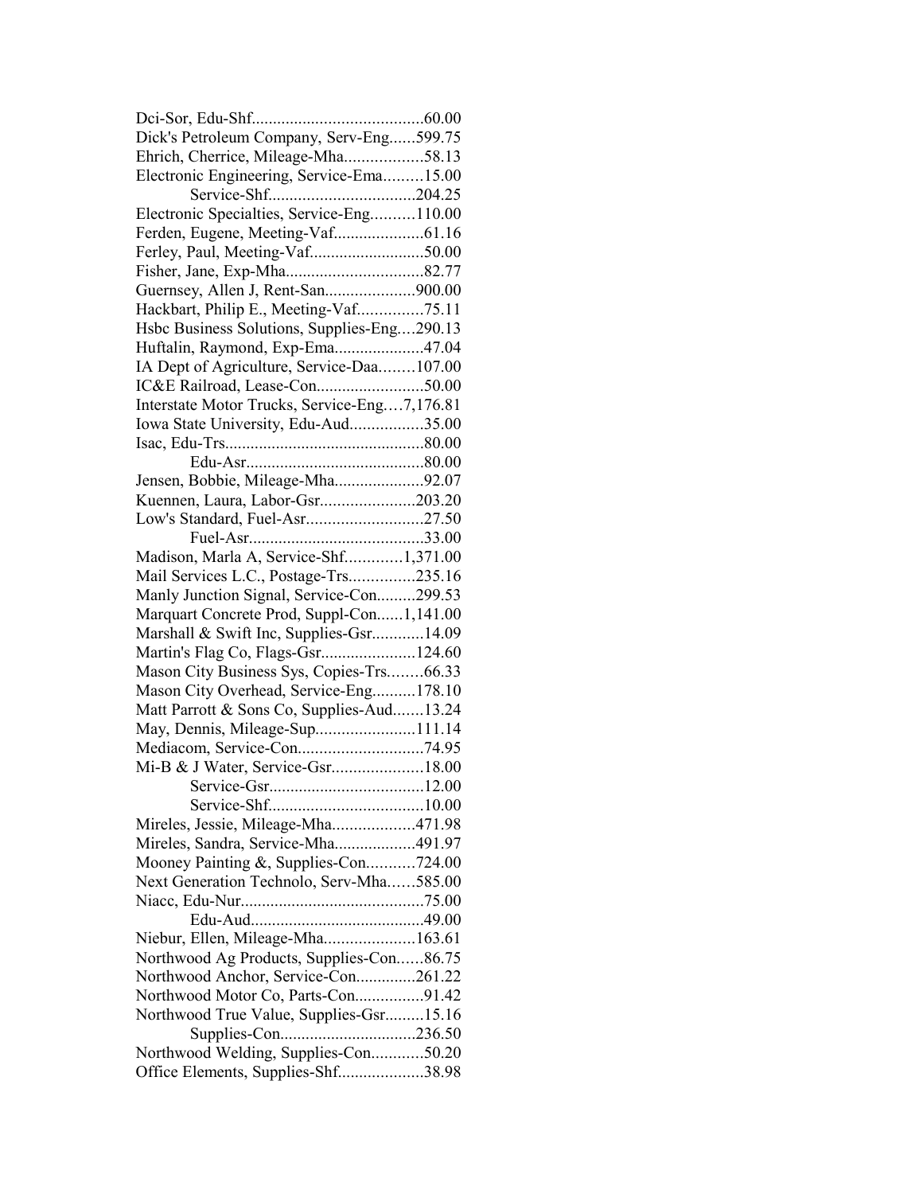Dci-Sor, Edu-Shf........................................60.00
Dick's Petroleum Company, Serv-Eng......599.75
Ehrich, Cherrice, Mileage-Mha..................58.13
Electronic Engineering, Service-Ema.........15.00
Service-Shf..................................204.25
Electronic Specialties, Service-Eng..........110.00
Ferden, Eugene, Meeting-Vaf.....................61.16
Ferley, Paul, Meeting-Vaf...........................50.00
Fisher, Jane, Exp-Mha.................................82.77
Guernsey, Allen J, Rent-San.....................900.00
Hackbart, Philip E., Meeting-Vaf...............75.11
Hsbc Business Solutions, Supplies-Eng....290.13
Huftalin, Raymond, Exp-Ema.....................47.04
IA Dept of Agriculture, Service-Daa........107.00
IC&E Railroad, Lease-Con.........................50.00
Interstate Motor Trucks, Service-Eng....7,176.81
Iowa State University, Edu-Aud.................35.00
Isac, Edu-Trs...............................................80.00
Edu-Asr..........................................80.00
Jensen, Bobbie, Mileage-Mha.....................92.07
Kuennen, Laura, Labor-Gsr......................203.20
Low's Standard, Fuel-Asr...........................27.50
Fuel-Asr.........................................33.00
Madison, Marla A, Service-Shf.............1,371.00
Mail Services L.C., Postage-Trs...............235.16
Manly Junction Signal, Service-Con.........299.53
Marquart Concrete Prod, Suppl-Con......1,141.00
Marshall & Swift Inc, Supplies-Gsr............14.09
Martin's Flag Co, Flags-Gsr......................124.60
Mason City Business Sys, Copies-Trs........66.33
Mason City Overhead, Service-Eng..........178.10
Matt Parrott & Sons Co, Supplies-Aud.......13.24
May, Dennis, Mileage-Sup.......................111.14
Mediacom, Service-Con.............................74.95
Mi-B & J Water, Service-Gsr.....................18.00
Service-Gsr....................................12.00
Service-Shf....................................10.00
Mireles, Jessie, Mileage-Mha...................471.98
Mireles, Sandra, Service-Mha...................491.97
Mooney Painting &, Supplies-Con...........724.00
Next Generation Technolo, Serv-Mha......585.00
Niacc, Edu-Nur...........................................75.00
Edu-Aud.........................................49.00
Niebur, Ellen, Mileage-Mha.....................163.61
Northwood Ag Products, Supplies-Con......86.75
Northwood Anchor, Service-Con..............261.22
Northwood Motor Co, Parts-Con................91.42
Northwood True Value, Supplies-Gsr.........15.16
Supplies-Con................................236.50
Northwood Welding, Supplies-Con............50.20
Office Elements, Supplies-Shf....................38.98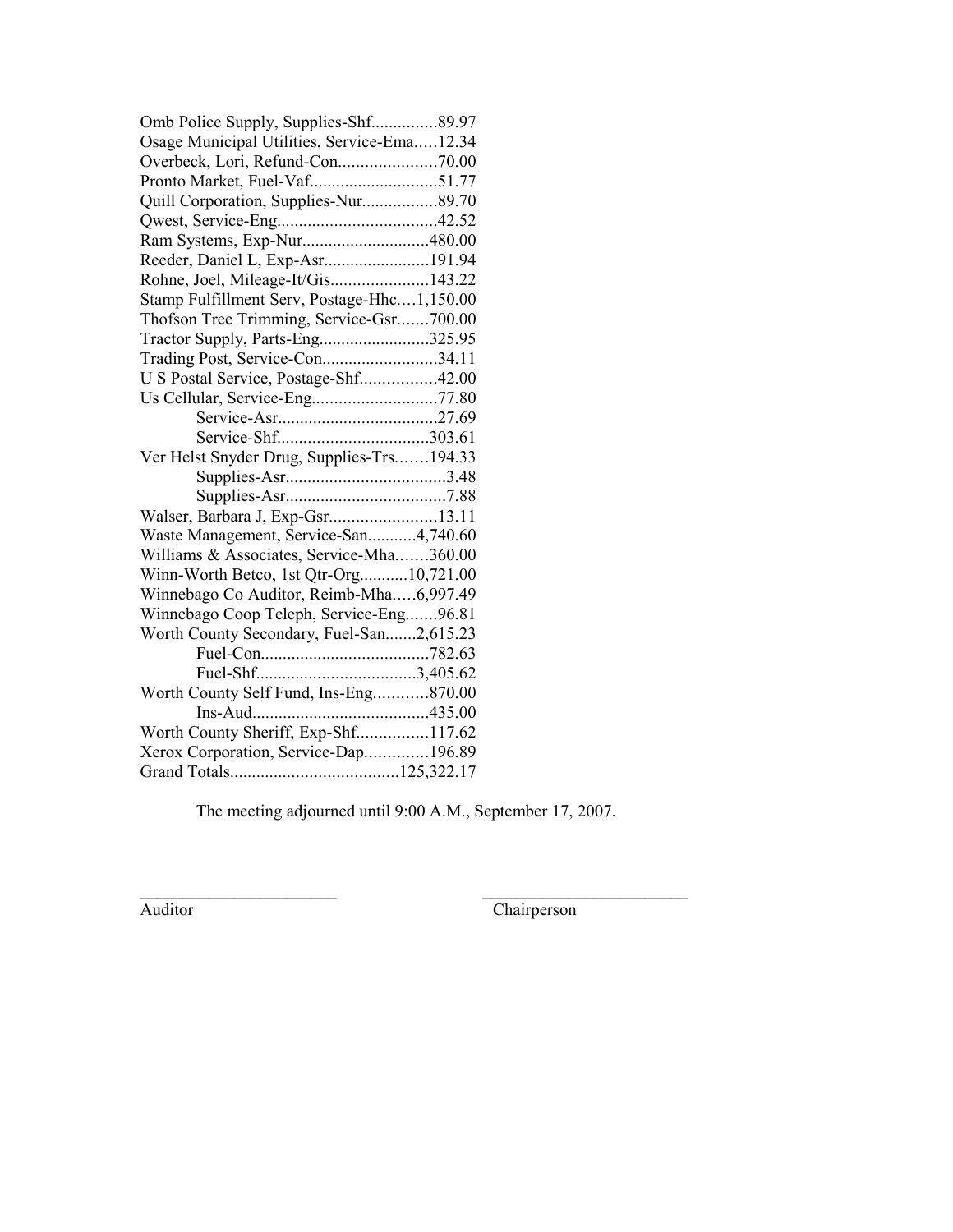Omb Police Supply, Supplies-Shf...............89.97
Osage Municipal Utilities, Service-Ema.....12.34
Overbeck, Lori, Refund-Con......................70.00
Pronto Market, Fuel-Vaf............................51.77
Quill Corporation, Supplies-Nur.................89.70
Qwest, Service-Eng....................................42.52
Ram Systems, Exp-Nur............................480.00
Reeder, Daniel L, Exp-Asr........................191.94
Rohne, Joel, Mileage-It/Gis......................143.22
Stamp Fulfillment Serv, Postage-Hhc....1,150.00
Thofson Tree Trimming, Service-Gsr.......700.00
Tractor Supply, Parts-Eng.........................325.95
Trading Post, Service-Con..........................34.11
U S Postal Service, Postage-Shf.................42.00
Us Cellular, Service-Eng............................77.80
Service-Asr....................................27.69
Service-Shf..................................303.61
Ver Helst Snyder Drug, Supplies-Trs.......194.33
Supplies-Asr....................................3.48
Supplies-Asr....................................7.88
Walser, Barbara J, Exp-Gsr........................13.11
Waste Management, Service-San...........4,740.60
Williams & Associates, Service-Mha.......360.00
Winn-Worth Betco, 1st Qtr-Org...........10,721.00
Winnebago Co Auditor, Reimb-Mha.....6,997.49
Winnebago Coop Teleph, Service-Eng.......96.81
Worth County Secondary, Fuel-San.......2,615.23
Fuel-Con......................................782.63
Fuel-Shf....................................3,405.62
Worth County Self Fund, Ins-Eng............870.00
Ins-Aud........................................435.00
Worth County Sheriff, Exp-Shf................117.62
Xerox Corporation, Service-Dap..............196.89
Grand Totals......................................125,322.17

The meeting adjourned until 9:00 A.M., September 17, 2007.

________________________ ________________________
Auditor Chairperson